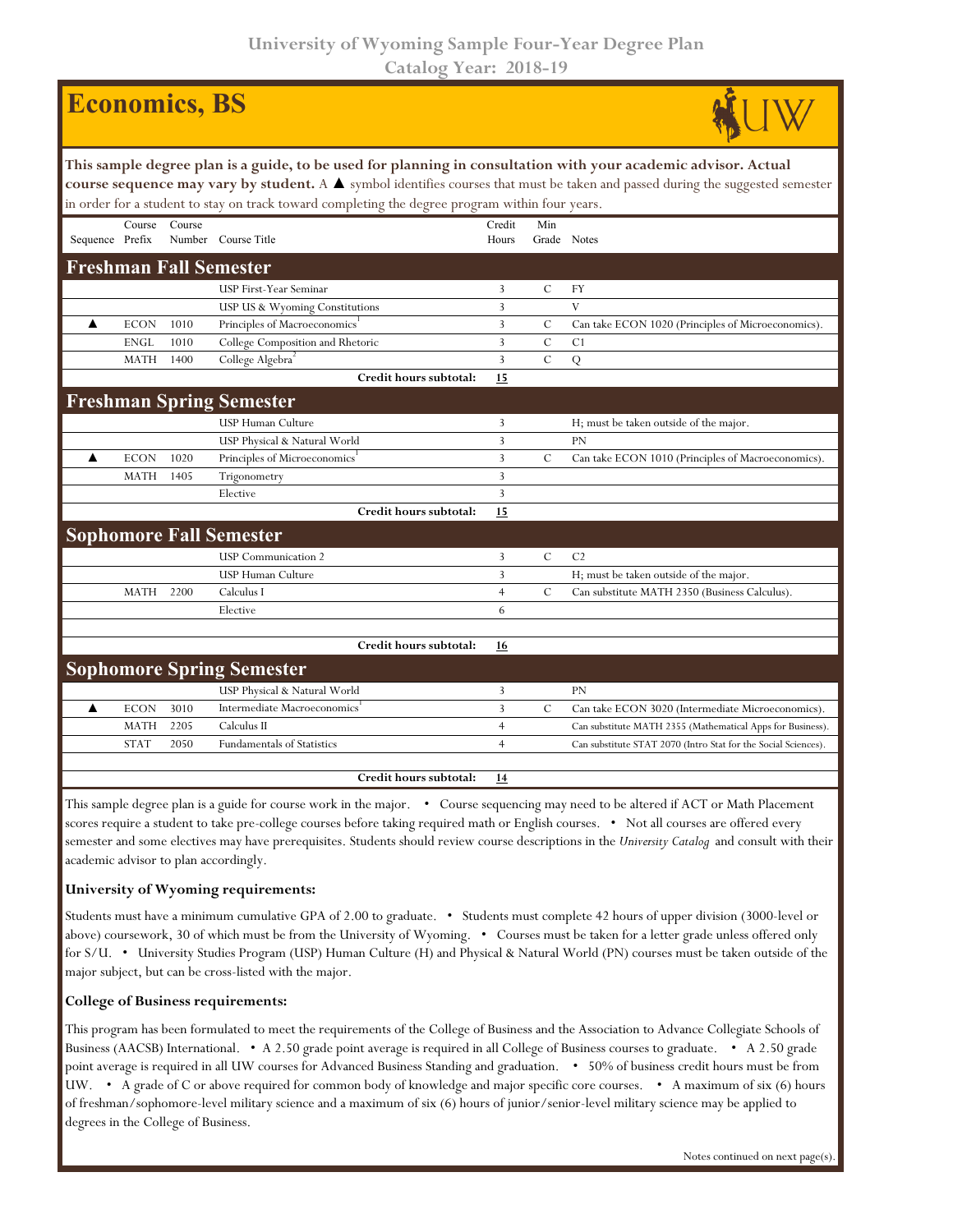University of Wyoming Sample Four-Year Degree Plan
Catalog Year: 2018-19

# Economics, BS

**This sample degree plan is a guide, to be used for planning in consultation with your academic advisor. Actual course sequence may vary by student.** A ▲ symbol identifies courses that must be taken and passed during the suggested semester in order for a student to stay on track toward completing the degree program within four years.

| Sequence | Course Prefix | Course Number | Course Title | Credit Hours | Min Grade | Notes |
|---|---|---|---|---|---|---|
| **Freshman Fall Semester** | | | | | | |
| | | | USP First-Year Seminar | 3 | C | FY |
| | | | USP US & Wyoming Constitutions | 3 | | V |
| ▲ | ECON | 1010 | Principles of Macroeconomics[1] | 3 | C | Can take ECON 1020 (Principles of Microeconomics). |
| | ENGL | 1010 | College Composition and Rhetoric | 3 | C | C1 |
| | MATH | 1400 | College Algebra[2] | 3 | C | Q |
| | | | **Credit hours subtotal:** | **15** | | |
| **Freshman Spring Semester** | | | | | | |
| | | | USP Human Culture | 3 | | H; must be taken outside of the major. |
| | | | USP Physical & Natural World | 3 | | PN |
| ▲ | ECON | 1020 | Principles of Microeconomics[1] | 3 | C | Can take ECON 1010 (Principles of Macroeconomics). |
| | MATH | 1405 | Trigonometry | 3 | | |
| | | | Elective | 3 | | |
| | | | **Credit hours subtotal:** | **15** | | |
| **Sophomore Fall Semester** | | | | | | |
| | | | USP Communication 2 | 3 | C | C2 |
| | | | USP Human Culture | 3 | | H; must be taken outside of the major. |
| | MATH | 2200 | Calculus I | 4 | C | Can substitute MATH 2350 (Business Calculus). |
| | | | Elective | 6 | | |
| | | | **Credit hours subtotal:** | **16** | | |
| **Sophomore Spring Semester** | | | | | | |
| | | | USP Physical & Natural World | 3 | | PN |
| ▲ | ECON | 3010 | Intermediate Macroeconomics[1] | 3 | C | Can take ECON 3020 (Intermediate Microeconomics). |
| | MATH | 2205 | Calculus II | 4 | | Can substitute MATH 2355 (Mathematical Apps for Business). |
| | STAT | 2050 | Fundamentals of Statistics | 4 | | Can substitute STAT 2070 (Intro Stat for the Social Sciences). |
| | | | **Credit hours subtotal:** | **14** | | |

This sample degree plan is a guide for course work in the major. • Course sequencing may need to be altered if ACT or Math Placement scores require a student to take pre-college courses before taking required math or English courses. • Not all courses are offered every semester and some electives may have prerequisites. Students should review course descriptions in the *University Catalog* and consult with their academic advisor to plan accordingly.

### University of Wyoming requirements:

Students must have a minimum cumulative GPA of 2.00 to graduate. • Students must complete 42 hours of upper division (3000-level or above) coursework, 30 of which must be from the University of Wyoming. • Courses must be taken for a letter grade unless offered only for S/U. • University Studies Program (USP) Human Culture (H) and Physical & Natural World (PN) courses must be taken outside of the major subject, but can be cross-listed with the major.

### College of Business requirements:

This program has been formulated to meet the requirements of the College of Business and the Association to Advance Collegiate Schools of Business (AACSB) International. • A 2.50 grade point average is required in all College of Business courses to graduate. • A 2.50 grade point average is required in all UW courses for Advanced Business Standing and graduation. • 50% of business credit hours must be from UW. • A grade of C or above required for common body of knowledge and major specific core courses. • A maximum of six (6) hours of freshman/sophomore-level military science and a maximum of six (6) hours of junior/senior-level military science may be applied to degrees in the College of Business.

Notes continued on next page(s).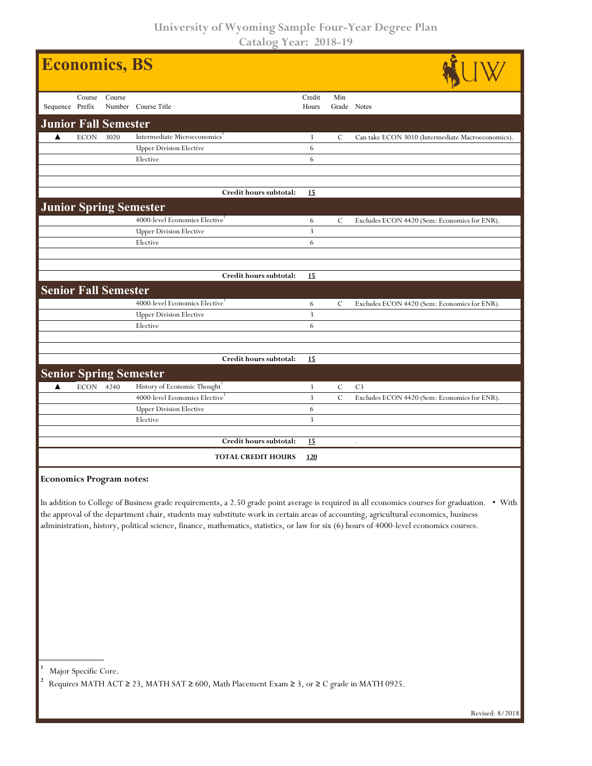University of Wyoming Sample Four-Year Degree Plan
Catalog Year: 2018-19

# Economics, BS

| Sequence | Course Prefix | Course Number | Course Title | Credit Hours | Min Grade | Notes |
|---|---|---|---|---|---|---|
| **Junior Fall Semester** | | | | | | |
| ▲ | ECON | 3020 | Intermediate Microeconomics[1] | 3 | C | Can take ECON 3010 (Intermediate Macroeconomics). |
| | | | Upper Division Elective | 6 | | |
| | | | Elective | 6 | | |
| | | | **Credit hours subtotal:** | 15 | | |
| **Junior Spring Semester** | | | | | | |
| | | | 4000-level Economics Elective[1] | 6 | C | Excludes ECON 4420 (Sem: Economics for ENR). |
| | | | Upper Division Elective | 3 | | |
| | | | Elective | 6 | | |
| | | | **Credit hours subtotal:** | 15 | | |
| **Senior Fall Semester** | | | | | | |
| | | | 4000-level Economics Elective[1] | 6 | C | Excludes ECON 4420 (Sem: Economics for ENR). |
| | | | Upper Division Elective | 3 | | |
| | | | Elective | 6 | | |
| | | | **Credit hours subtotal:** | 15 | | |
| **Senior Spring Semester** | | | | | | |
| ▲ | ECON | 4240 | History of Economic Thought[1] | 3 | C | C3 |
| | | | 4000-level Economics Elective[1] | 3 | C | Excludes ECON 4420 (Sem: Economics for ENR). |
| | | | Upper Division Elective | 6 | | |
| | | | Elective | 3 | | |
| | | | **Credit hours subtotal:** | 15 | | . |
| | | | **TOTAL CREDIT HOURS** | 120 | | |

**Economics Program notes:**

In addition to College of Business grade requirements, a 2.50 grade point average is required in all economics courses for graduation. • With the approval of the department chair, students may substitute work in certain areas of accounting, agricultural economics, business administration, history, political science, finance, mathematics, statistics, or law for six (6) hours of 4000-level economics courses.

[1] Major Specific Core.

[2] Requires MATH ACT ≥ 23, MATH SAT ≥ 600, Math Placement Exam ≥ 3, or ≥ C grade in MATH 0925.

Revised: 8/2018